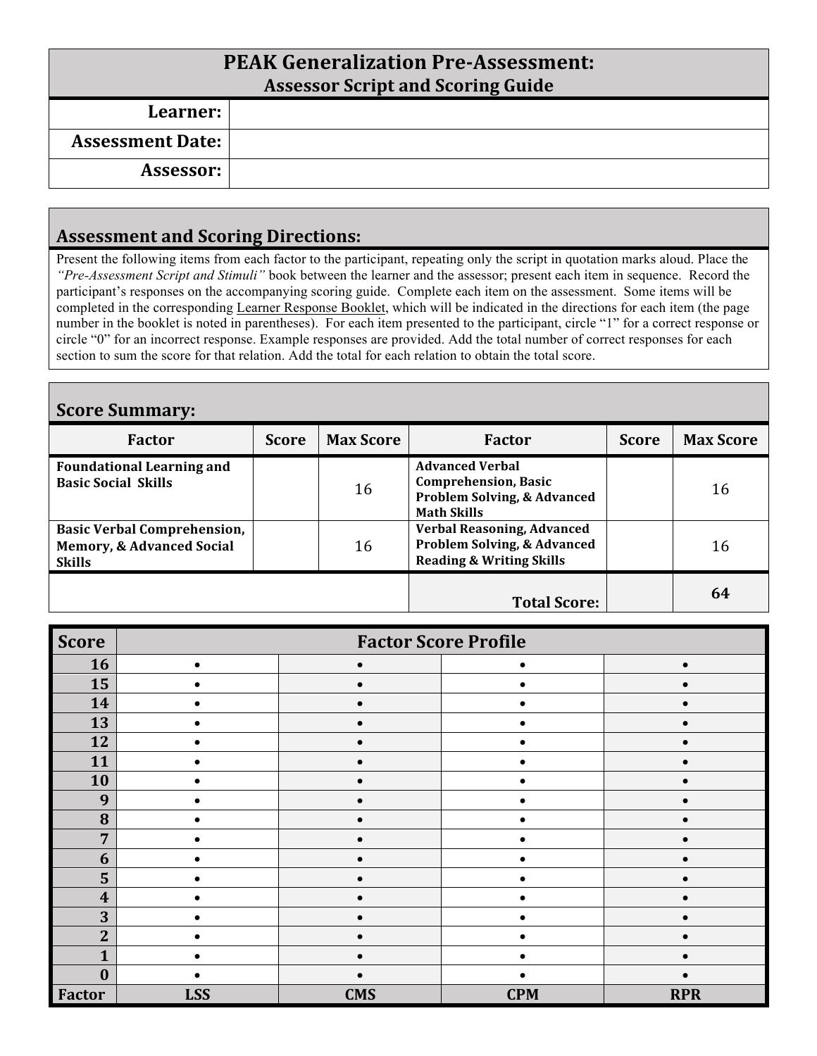# PEAK Generalization Pre-Assessment:
## Assessor Script and Scoring Guide

| | |
|---|---|
| **Learner:** | |
| **Assessment Date:** | |
| **Assessor:** | |

## Assessment and Scoring Directions:

Present the following items from each factor to the participant, repeating only the script in quotation marks aloud. Place the *"Pre-Assessment Script and Stimuli"* book between the learner and the assessor; present each item in sequence. Record the participant's responses on the accompanying scoring guide. Complete each item on the assessment. Some items will be completed in the corresponding Learner Response Booklet, which will be indicated in the directions for each item (the page number in the booklet is noted in parentheses). For each item presented to the participant, circle "1" for a correct response or circle "0" for an incorrect response. Example responses are provided. Add the total number of correct responses for each section to sum the score for that relation. Add the total for each relation to obtain the total score.

## Score Summary:

| Factor | Score | Max Score | Factor | Score | Max Score |
|---|---|---|---|---|---|
| **Foundational Learning and Basic Social Skills** | | 16 | **Advanced Verbal Comprehension, Basic Problem Solving, & Advanced Math Skills** | | 16 |
| **Basic Verbal Comprehension, Memory, & Advanced Social Skills** | | 16 | **Verbal Reasoning, Advanced Problem Solving, & Advanced Reading & Writing Skills** | | 16 |
| | | | **Total Score:** | | **64** |

| Score | Factor Score Profile | | | |
|---|---|---|---|---|
| **16** | • | • | • | • |
| **15** | • | • | • | • |
| **14** | • | • | • | • |
| **13** | • | • | • | • |
| **12** | • | • | • | • |
| **11** | • | • | • | • |
| **10** | • | • | • | • |
| **9** | • | • | • | • |
| **8** | • | • | • | • |
| **7** | • | • | • | • |
| **6** | • | • | • | • |
| **5** | • | • | • | • |
| **4** | • | • | • | • |
| **3** | • | • | • | • |
| **2** | • | • | • | • |
| **1** | • | • | • | • |
| **0** | • | • | • | • |
| **Factor** | **LSS** | **CMS** | **CPM** | **RPR** |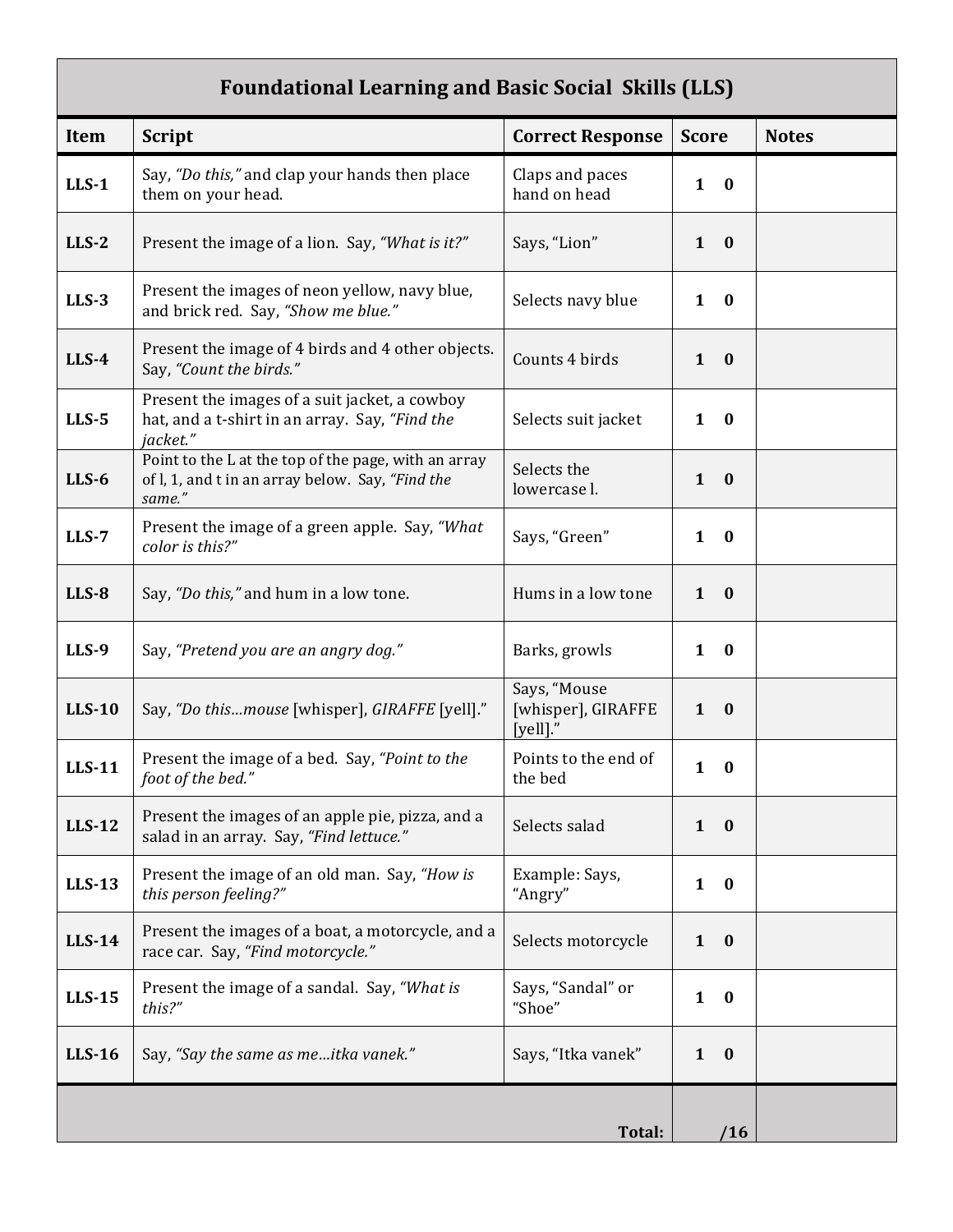| Foundational Learning and Basic Social Skills (LLS) | | | | |
|---|---|---|---|---|
| **Item** | **Script** | **Correct Response** | **Score** | **Notes** |
| **LLS-1** | Say, *"Do this,"* and clap your hands then place them on your head. | Claps and paces hand on head | **1 0** | |
| **LLS-2** | Present the image of a lion. Say, *"What is it?"* | Says, "Lion" | **1 0** | |
| **LLS-3** | Present the images of neon yellow, navy blue, and brick red. Say, *"Show me blue."* | Selects navy blue | **1 0** | |
| **LLS-4** | Present the image of 4 birds and 4 other objects. Say, *"Count the birds."* | Counts 4 birds | **1 0** | |
| **LLS-5** | Present the images of a suit jacket, a cowboy hat, and a t-shirt in an array. Say, *"Find the jacket."* | Selects suit jacket | **1 0** | |
| **LLS-6** | Point to the L at the top of the page, with an array of l, 1, and t in an array below. Say, *"Find the same."* | Selects the lowercase l. | **1 0** | |
| **LLS-7** | Present the image of a green apple. Say, *"What color is this?"* | Says, "Green" | **1 0** | |
| **LLS-8** | Say, *"Do this,"* and hum in a low tone. | Hums in a low tone | **1 0** | |
| **LLS-9** | Say, *"Pretend you are an angry dog."* | Barks, growls | **1 0** | |
| **LLS-10** | Say, *"Do this…mouse* [whisper], *GIRAFFE* [yell]." | Says, "Mouse [whisper], GIRAFFE [yell]." | **1 0** | |
| **LLS-11** | Present the image of a bed. Say, *"Point to the foot of the bed."* | Points to the end of the bed | **1 0** | |
| **LLS-12** | Present the images of an apple pie, pizza, and a salad in an array. Say, *"Find lettuce."* | Selects salad | **1 0** | |
| **LLS-13** | Present the image of an old man. Say, *"How is this person feeling?"* | Example: Says, "Angry" | **1 0** | |
| **LLS-14** | Present the images of a boat, a motorcycle, and a race car. Say, *"Find motorcycle."* | Selects motorcycle | **1 0** | |
| **LLS-15** | Present the image of a sandal. Say, *"What is this?"* | Says, "Sandal" or "Shoe" | **1 0** | |
| **LLS-16** | Say, *"Say the same as me…itka vanek."* | Says, "Itka vanek" | **1 0** | |
| | | **Total:** | **/16** | |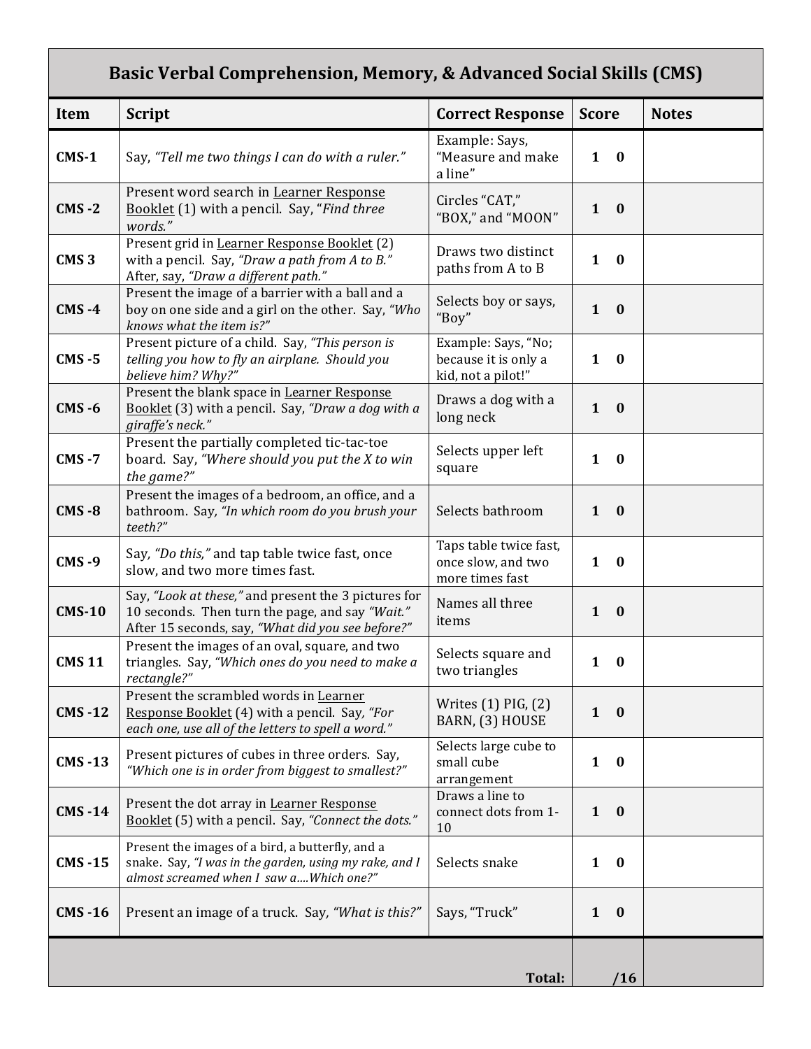## Basic Verbal Comprehension, Memory, & Advanced Social Skills (CMS)

| Item | Script | Correct Response | Score | Notes |
|---|---|---|---|---|
| **CMS-1** | Say, *"Tell me two things I can do with a ruler."* | Example: Says, "Measure and make a line" | **1 0** | |
| **CMS -2** | Present word search in Learner Response Booklet (1) with a pencil. Say, "*Find three words."* | Circles "CAT," "BOX," and "MOON" | **1 0** | |
| **CMS 3** | Present grid in Learner Response Booklet (2) with a pencil. Say, *"Draw a path from A to B."* After, say, *"Draw a different path."* | Draws two distinct paths from A to B | **1 0** | |
| **CMS -4** | Present the image of a barrier with a ball and a boy on one side and a girl on the other. Say, *"Who knows what the item is?"* | Selects boy or says, "Boy" | **1 0** | |
| **CMS -5** | Present picture of a child. Say, *"This person is telling you how to fly an airplane. Should you believe him? Why?"* | Example: Says, "No; because it is only a kid, not a pilot!" | **1 0** | |
| **CMS -6** | Present the blank space in Learner Response Booklet (3) with a pencil. Say, *"Draw a dog with a giraffe's neck."* | Draws a dog with a long neck | **1 0** | |
| **CMS -7** | Present the partially completed tic-tac-toe board. Say, *"Where should you put the X to win the game?"* | Selects upper left square | **1 0** | |
| **CMS -8** | Present the images of a bedroom, an office, and a bathroom. Say*, "In which room do you brush your teeth?"* | Selects bathroom | **1 0** | |
| **CMS -9** | Say, *"Do this,"* and tap table twice fast, once slow, and two more times fast. | Taps table twice fast, once slow, and two more times fast | **1 0** | |
| **CMS-10** | Say, *"Look at these,"* and present the 3 pictures for 10 seconds. Then turn the page, and say *"Wait."* After 15 seconds, say, *"What did you see before?"* | Names all three items | **1 0** | |
| **CMS 11** | Present the images of an oval, square, and two triangles. Say, *"Which ones do you need to make a rectangle?"* | Selects square and two triangles | **1 0** | |
| **CMS -12** | Present the scrambled words in Learner Response Booklet (4) with a pencil. Say*, "For each one, use all of the letters to spell a word."* | Writes (1) PIG, (2) BARN, (3) HOUSE | **1 0** | |
| **CMS -13** | Present pictures of cubes in three orders. Say, *"Which one is in order from biggest to smallest?"* | Selects large cube to small cube arrangement | **1 0** | |
| **CMS -14** | Present the dot array in Learner Response Booklet (5) with a pencil. Say, *"Connect the dots."* | Draws a line to connect dots from 1-10 | **1 0** | |
| **CMS -15** | Present the images of a bird, a butterfly, and a snake. Say, *"I was in the garden, using my rake, and I almost screamed when I saw a....Which one?"* | Selects snake | **1 0** | |
| **CMS -16** | Present an image of a truck. Say*, "What is this?"* | Says, "Truck" | **1 0** | |
| | | **Total:** | **/16** | |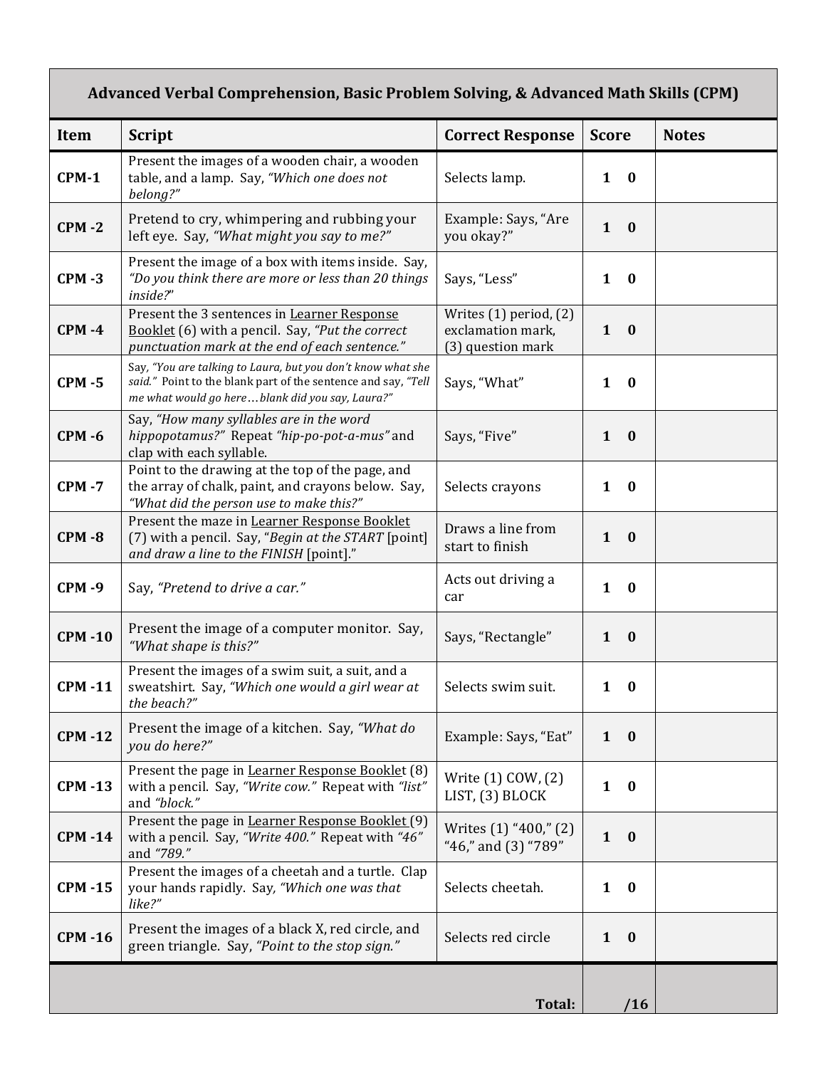| Advanced Verbal Comprehension, Basic Problem Solving, & Advanced Math Skills (CPM) | | | | |
|---|---|---|---|---|
| **Item** | **Script** | **Correct Response** | **Score** | **Notes** |
| **CPM-1** | Present the images of a wooden chair, a wooden table, and a lamp. Say, *"Which one does not belong?"* | Selects lamp. | **1 0** | |
| **CPM -2** | Pretend to cry, whimpering and rubbing your left eye. Say, *"What might you say to me?"* | Example: Says, "Are you okay?" | **1 0** | |
| **CPM -3** | Present the image of a box with items inside. Say, *"Do you think there are more or less than 20 things inside?"* | Says, "Less" | **1 0** | |
| **CPM -4** | Present the 3 sentences in Learner Response Booklet (6) with a pencil. Say, *"Put the correct punctuation mark at the end of each sentence."* | Writes (1) period, (2) exclamation mark, (3) question mark | **1 0** | |
| **CPM -5** | Say, *"You are talking to Laura, but you don't know what she said."* Point to the blank part of the sentence and say, *"Tell me what would go here…blank did you say, Laura?"* | Says, "What" | **1 0** | |
| **CPM -6** | Say, *"How many syllables are in the word hippopotamus?"* Repeat *"hip-po-pot-a-mus"* and clap with each syllable. | Says, "Five" | **1 0** | |
| **CPM -7** | Point to the drawing at the top of the page, and the array of chalk, paint, and crayons below. Say, *"What did the person use to make this?"* | Selects crayons | **1 0** | |
| **CPM -8** | Present the maze in Learner Response Booklet (7) with a pencil. Say, "*Begin at the START* [point] *and draw a line to the FINISH* [point]." | Draws a line from start to finish | **1 0** | |
| **CPM -9** | Say, *"Pretend to drive a car."* | Acts out driving a car | **1 0** | |
| **CPM -10** | Present the image of a computer monitor. Say, *"What shape is this?"* | Says, "Rectangle" | **1 0** | |
| **CPM -11** | Present the images of a swim suit, a suit, and a sweatshirt. Say, *"Which one would a girl wear at the beach?"* | Selects swim suit. | **1 0** | |
| **CPM -12** | Present the image of a kitchen. Say, *"What do you do here?"* | Example: Says, "Eat" | **1 0** | |
| **CPM -13** | Present the page in Learner Response Booklet (8) with a pencil. Say, *"Write cow."* Repeat with *"list"* and *"block."* | Write (1) COW, (2) LIST, (3) BLOCK | **1 0** | |
| **CPM -14** | Present the page in Learner Response Booklet (9) with a pencil. Say, *"Write 400."* Repeat with *"46"* and *"789."* | Writes (1) "400," (2) "46," and (3) "789" | **1 0** | |
| **CPM -15** | Present the images of a cheetah and a turtle. Clap your hands rapidly. Say, *"Which one was that like?"* | Selects cheetah. | **1 0** | |
| **CPM -16** | Present the images of a black X, red circle, and green triangle. Say, *"Point to the stop sign."* | Selects red circle | **1 0** | |
| | | **Total:** | **/16** | |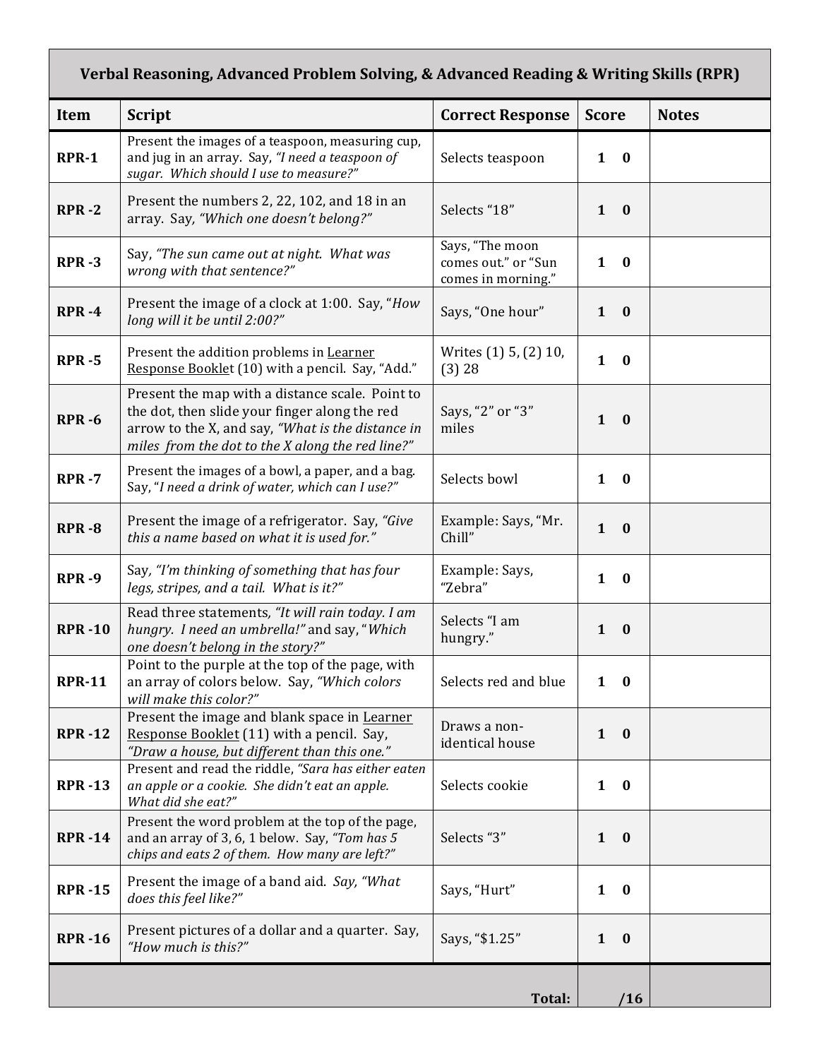| Verbal Reasoning, Advanced Problem Solving, & Advanced Reading & Writing Skills (RPR) | | | | |
|---|---|---|---|---|
| **Item** | **Script** | **Correct Response** | **Score** | **Notes** |
| **RPR-1** | Present the images of a teaspoon, measuring cup, and jug in an array. Say, *"I need a teaspoon of sugar. Which should I use to measure?"* | Selects teaspoon | **1 0** | |
| **RPR -2** | Present the numbers 2, 22, 102, and 18 in an array. Say*, "Which one doesn't belong?"* | Selects "18" | **1 0** | |
| **RPR -3** | Say, *"The sun came out at night. What was wrong with that sentence?"* | Says, "The moon comes out." or "Sun comes in morning." | **1 0** | |
| **RPR -4** | Present the image of a clock at 1:00. Say, "*How long will it be until 2:00?"* | Says, "One hour" | **1 0** | |
| **RPR -5** | Present the addition problems in Learner Response Booklet (10) with a pencil. Say, "Add." | Writes (1) 5, (2) 10, (3) 28 | **1 0** | |
| **RPR -6** | Present the map with a distance scale. Point to the dot, then slide your finger along the red arrow to the X, and say, *"What is the distance in miles from the dot to the X along the red line?"* | Says, "2" or "3" miles | **1 0** | |
| **RPR -7** | Present the images of a bowl, a paper, and a bag. Say, "*I need a drink of water, which can I use?"* | Selects bowl | **1 0** | |
| **RPR -8** | Present the image of a refrigerator. Say, *"Give this a name based on what it is used for."* | Example: Says, "Mr. Chill" | **1 0** | |
| **RPR -9** | Say*, "I'm thinking of something that has four legs, stripes, and a tail. What is it?"* | Example: Says, "Zebra" | **1 0** | |
| **RPR -10** | Read three statements*, "It will rain today. I am hungry. I need an umbrella!"* and say, "*Which one doesn't belong in the story?"* | Selects "I am hungry." | **1 0** | |
| **RPR-11** | Point to the purple at the top of the page, with an array of colors below. Say, *"Which colors will make this color?"* | Selects red and blue | **1 0** | |
| **RPR -12** | Present the image and blank space in Learner Response Booklet (11) with a pencil. Say, *"Draw a house, but different than this one."* | Draws a non-identical house | **1 0** | |
| **RPR -13** | Present and read the riddle, *"Sara has either eaten an apple or a cookie. She didn't eat an apple. What did she eat?"* | Selects cookie | **1 0** | |
| **RPR -14** | Present the word problem at the top of the page, and an array of 3, 6, 1 below. Say, *"Tom has 5 chips and eats 2 of them. How many are left?"* | Selects "3" | **1 0** | |
| **RPR -15** | Present the image of a band aid. *Say, "What does this feel like?"* | Says, "Hurt" | **1 0** | |
| **RPR -16** | Present pictures of a dollar and a quarter. Say, *"How much is this?"* | Says, "$1.25" | **1 0** | |
| | | **Total:** | **/16** | |